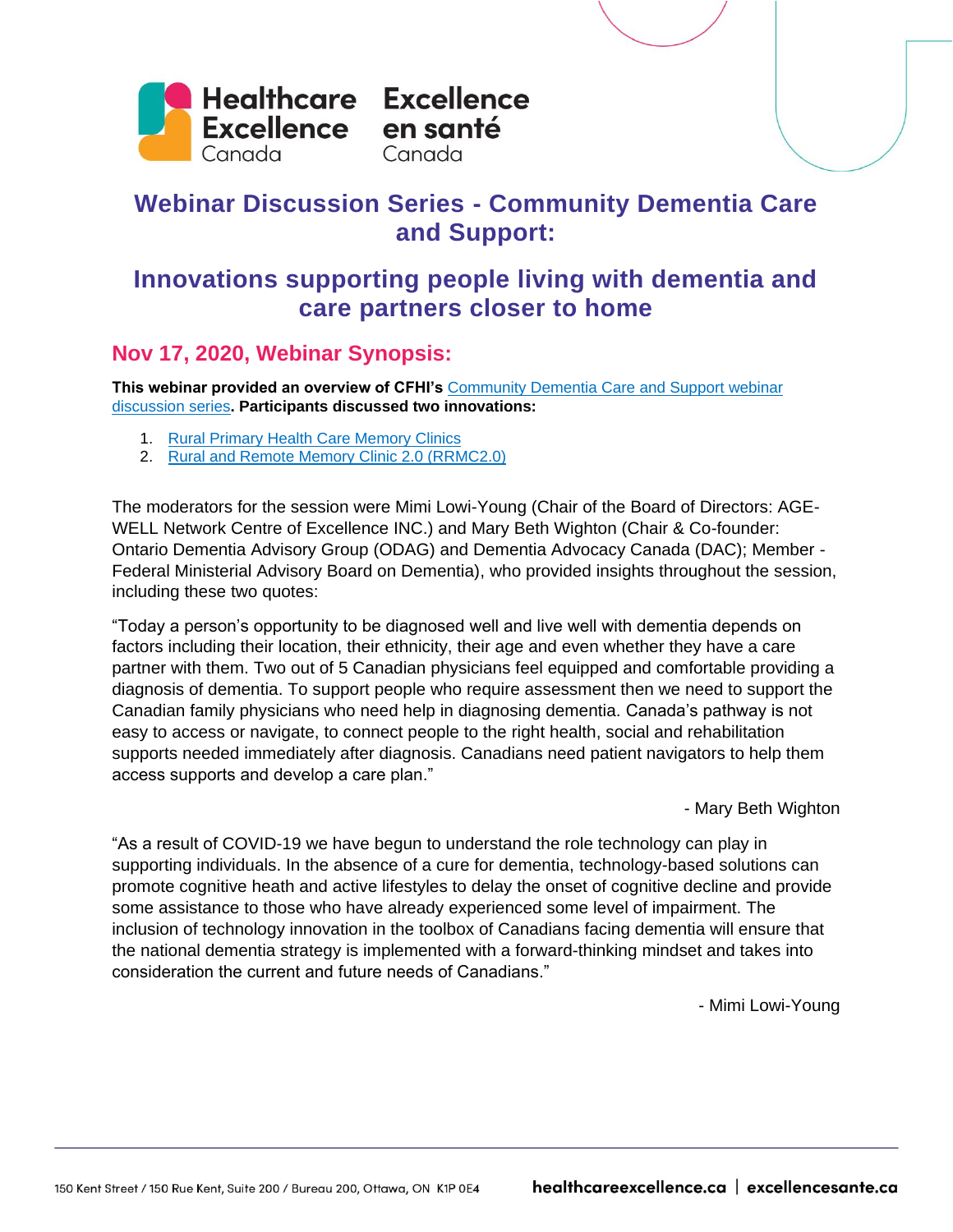# Webinar Discussion Series - Community Dementia Care and Support:

## Innovations supporting people living with dementia and care partners closer to home

### Nov 17, 2020, Webinar Synopsis:

**This webinar provided an overview of CFHI's** Community Dementia Care and Support webinar discussion series**. Participants discussed two innovations:**

1. Rural Primary Health Care Memory Clinics
2. Rural and Remote Memory Clinic 2.0 (RRMC2.0)

The moderators for the session were Mimi Lowi-Young (Chair of the Board of Directors: AGE-WELL Network Centre of Excellence INC.) and Mary Beth Wighton (Chair & Co-founder: Ontario Dementia Advisory Group (ODAG) and Dementia Advocacy Canada (DAC); Member - Federal Ministerial Advisory Board on Dementia), who provided insights throughout the session, including these two quotes:

"Today a person's opportunity to be diagnosed well and live well with dementia depends on factors including their location, their ethnicity, their age and even whether they have a care partner with them. Two out of 5 Canadian physicians feel equipped and comfortable providing a diagnosis of dementia. To support people who require assessment then we need to support the Canadian family physicians who need help in diagnosing dementia. Canada's pathway is not easy to access or navigate, to connect people to the right health, social and rehabilitation supports needed immediately after diagnosis. Canadians need patient navigators to help them access supports and develop a care plan."

- Mary Beth Wighton

"As a result of COVID-19 we have begun to understand the role technology can play in supporting individuals. In the absence of a cure for dementia, technology-based solutions can promote cognitive heath and active lifestyles to delay the onset of cognitive decline and provide some assistance to those who have already experienced some level of impairment. The inclusion of technology innovation in the toolbox of Canadians facing dementia will ensure that the national dementia strategy is implemented with a forward-thinking mindset and takes into consideration the current and future needs of Canadians."

- Mimi Lowi-Young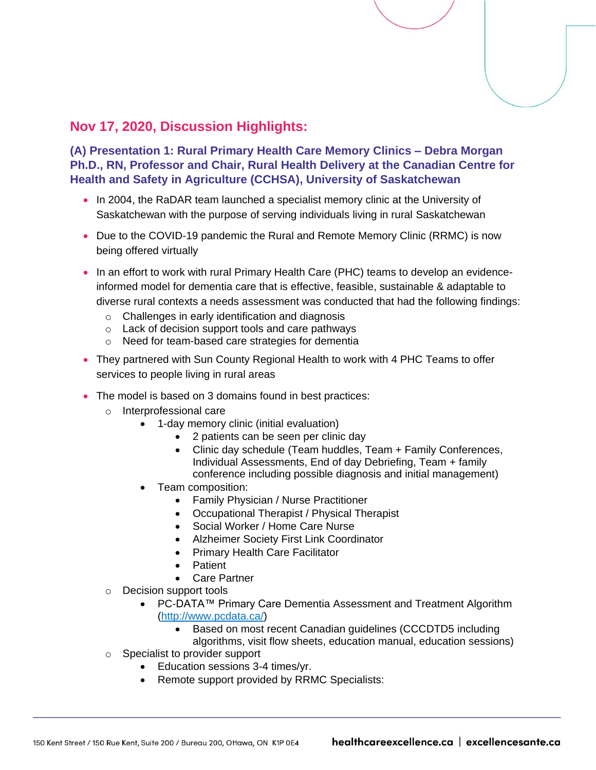## Nov 17, 2020, Discussion Highlights:

### (A) Presentation 1: Rural Primary Health Care Memory Clinics – Debra Morgan Ph.D., RN, Professor and Chair, Rural Health Delivery at the Canadian Centre for Health and Safety in Agriculture (CCHSA), University of Saskatchewan

- In 2004, the RaDAR team launched a specialist memory clinic at the University of Saskatchewan with the purpose of serving individuals living in rural Saskatchewan
- Due to the COVID-19 pandemic the Rural and Remote Memory Clinic (RRMC) is now being offered virtually
- In an effort to work with rural Primary Health Care (PHC) teams to develop an evidence-informed model for dementia care that is effective, feasible, sustainable & adaptable to diverse rural contexts a needs assessment was conducted that had the following findings:
  - Challenges in early identification and diagnosis
  - Lack of decision support tools and care pathways
  - Need for team-based care strategies for dementia
- They partnered with Sun County Regional Health to work with 4 PHC Teams to offer services to people living in rural areas
- The model is based on 3 domains found in best practices:
  - Interprofessional care
    - 1-day memory clinic (initial evaluation)
      - 2 patients can be seen per clinic day
      - Clinic day schedule (Team huddles, Team + Family Conferences, Individual Assessments, End of day Debriefing, Team + family conference including possible diagnosis and initial management)
    - Team composition:
      - Family Physician / Nurse Practitioner
      - Occupational Therapist / Physical Therapist
      - Social Worker / Home Care Nurse
      - Alzheimer Society First Link Coordinator
      - Primary Health Care Facilitator
      - Patient
      - Care Partner
  - Decision support tools
    - PC-DATA™ Primary Care Dementia Assessment and Treatment Algorithm (http://www.pcdata.ca/)
      - Based on most recent Canadian guidelines (CCCDTD5 including algorithms, visit flow sheets, education manual, education sessions)
  - Specialist to provider support
    - Education sessions 3-4 times/yr.
    - Remote support provided by RRMC Specialists: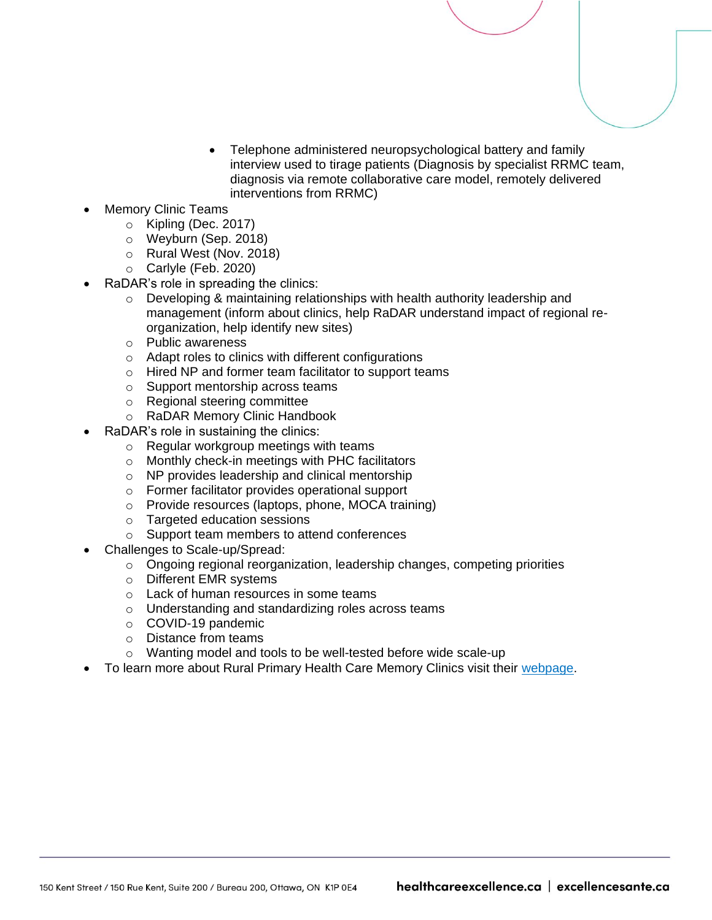- Telephone administered neuropsychological battery and family interview used to tirage patients (Diagnosis by specialist RRMC team, diagnosis via remote collaborative care model, remotely delivered interventions from RRMC)

- Memory Clinic Teams
    - Kipling (Dec. 2017)
    - Weyburn (Sep. 2018)
    - Rural West (Nov. 2018)
    - Carlyle (Feb. 2020)
- RaDAR's role in spreading the clinics:
    - Developing & maintaining relationships with health authority leadership and management (inform about clinics, help RaDAR understand impact of regional re-organization, help identify new sites)
    - Public awareness
    - Adapt roles to clinics with different configurations
    - Hired NP and former team facilitator to support teams
    - Support mentorship across teams
    - Regional steering committee
    - RaDAR Memory Clinic Handbook
- RaDAR's role in sustaining the clinics:
    - Regular workgroup meetings with teams
    - Monthly check-in meetings with PHC facilitators
    - NP provides leadership and clinical mentorship
    - Former facilitator provides operational support
    - Provide resources (laptops, phone, MOCA training)
    - Targeted education sessions
    - Support team members to attend conferences
- Challenges to Scale-up/Spread:
    - Ongoing regional reorganization, leadership changes, competing priorities
    - Different EMR systems
    - Lack of human resources in some teams
    - Understanding and standardizing roles across teams
    - COVID-19 pandemic
    - Distance from teams
    - Wanting model and tools to be well-tested before wide scale-up
- To learn more about Rural Primary Health Care Memory Clinics visit their webpage.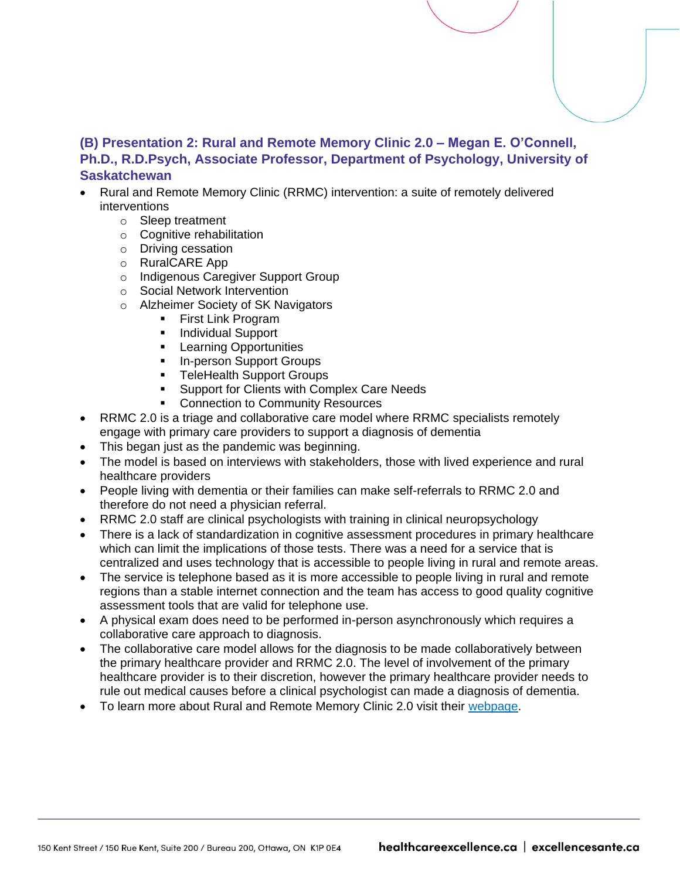### (B) Presentation 2: Rural and Remote Memory Clinic 2.0 – Megan E. O'Connell, Ph.D., R.D.Psych, Associate Professor, Department of Psychology, University of Saskatchewan

- Rural and Remote Memory Clinic (RRMC) intervention: a suite of remotely delivered interventions
  - Sleep treatment
  - Cognitive rehabilitation
  - Driving cessation
  - RuralCARE App
  - Indigenous Caregiver Support Group
  - Social Network Intervention
  - Alzheimer Society of SK Navigators
    - First Link Program
    - Individual Support
    - Learning Opportunities
    - In-person Support Groups
    - TeleHealth Support Groups
    - Support for Clients with Complex Care Needs
    - Connection to Community Resources
- RRMC 2.0 is a triage and collaborative care model where RRMC specialists remotely engage with primary care providers to support a diagnosis of dementia
- This began just as the pandemic was beginning.
- The model is based on interviews with stakeholders, those with lived experience and rural healthcare providers
- People living with dementia or their families can make self-referrals to RRMC 2.0 and therefore do not need a physician referral.
- RRMC 2.0 staff are clinical psychologists with training in clinical neuropsychology
- There is a lack of standardization in cognitive assessment procedures in primary healthcare which can limit the implications of those tests. There was a need for a service that is centralized and uses technology that is accessible to people living in rural and remote areas.
- The service is telephone based as it is more accessible to people living in rural and remote regions than a stable internet connection and the team has access to good quality cognitive assessment tools that are valid for telephone use.
- A physical exam does need to be performed in-person asynchronously which requires a collaborative care approach to diagnosis.
- The collaborative care model allows for the diagnosis to be made collaboratively between the primary healthcare provider and RRMC 2.0. The level of involvement of the primary healthcare provider is to their discretion, however the primary healthcare provider needs to rule out medical causes before a clinical psychologist can made a diagnosis of dementia.
- To learn more about Rural and Remote Memory Clinic 2.0 visit their webpage.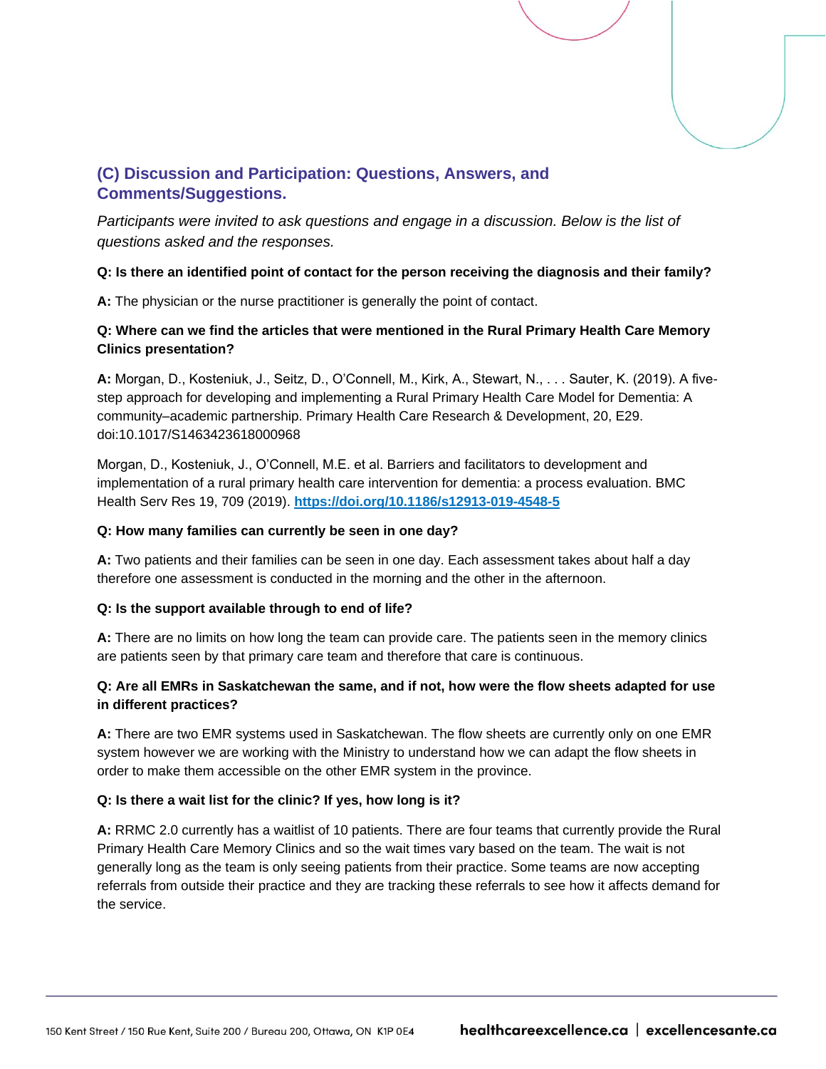## (C) Discussion and Participation: Questions, Answers, and Comments/Suggestions.

*Participants were invited to ask questions and engage in a discussion. Below is the list of questions asked and the responses.*

**Q: Is there an identified point of contact for the person receiving the diagnosis and their family?**

**A:** The physician or the nurse practitioner is generally the point of contact.

**Q: Where can we find the articles that were mentioned in the Rural Primary Health Care Memory Clinics presentation?**

**A:** Morgan, D., Kosteniuk, J., Seitz, D., O'Connell, M., Kirk, A., Stewart, N., . . . Sauter, K. (2019). A five-step approach for developing and implementing a Rural Primary Health Care Model for Dementia: A community–academic partnership. Primary Health Care Research & Development, 20, E29. doi:10.1017/S1463423618000968

Morgan, D., Kosteniuk, J., O'Connell, M.E. et al. Barriers and facilitators to development and implementation of a rural primary health care intervention for dementia: a process evaluation. BMC Health Serv Res 19, 709 (2019). **https://doi.org/10.1186/s12913-019-4548-5**

**Q: How many families can currently be seen in one day?**

**A:** Two patients and their families can be seen in one day. Each assessment takes about half a day therefore one assessment is conducted in the morning and the other in the afternoon.

**Q: Is the support available through to end of life?**

**A:** There are no limits on how long the team can provide care. The patients seen in the memory clinics are patients seen by that primary care team and therefore that care is continuous.

**Q: Are all EMRs in Saskatchewan the same, and if not, how were the flow sheets adapted for use in different practices?**

**A:** There are two EMR systems used in Saskatchewan. The flow sheets are currently only on one EMR system however we are working with the Ministry to understand how we can adapt the flow sheets in order to make them accessible on the other EMR system in the province.

**Q: Is there a wait list for the clinic? If yes, how long is it?**

**A:** RRMC 2.0 currently has a waitlist of 10 patients. There are four teams that currently provide the Rural Primary Health Care Memory Clinics and so the wait times vary based on the team. The wait is not generally long as the team is only seeing patients from their practice. Some teams are now accepting referrals from outside their practice and they are tracking these referrals to see how it affects demand for the service.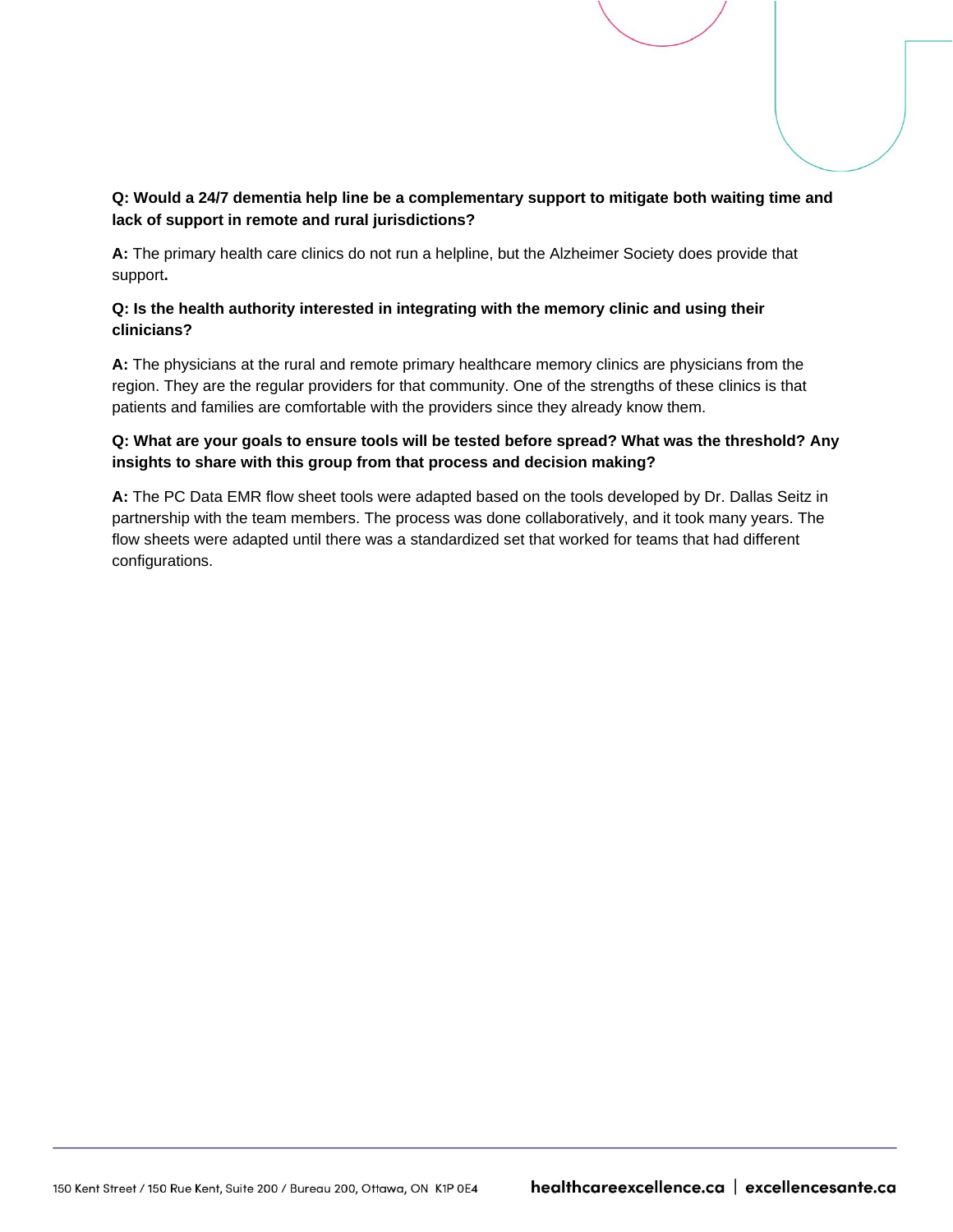**Q: Would a 24/7 dementia help line be a complementary support to mitigate both waiting time and lack of support in remote and rural jurisdictions?**

**A:** The primary health care clinics do not run a helpline, but the Alzheimer Society does provide that support**.**

**Q: Is the health authority interested in integrating with the memory clinic and using their clinicians?**

**A:** The physicians at the rural and remote primary healthcare memory clinics are physicians from the region. They are the regular providers for that community. One of the strengths of these clinics is that patients and families are comfortable with the providers since they already know them.

**Q: What are your goals to ensure tools will be tested before spread? What was the threshold? Any insights to share with this group from that process and decision making?**

**A:** The PC Data EMR flow sheet tools were adapted based on the tools developed by Dr. Dallas Seitz in partnership with the team members. The process was done collaboratively, and it took many years. The flow sheets were adapted until there was a standardized set that worked for teams that had different configurations.